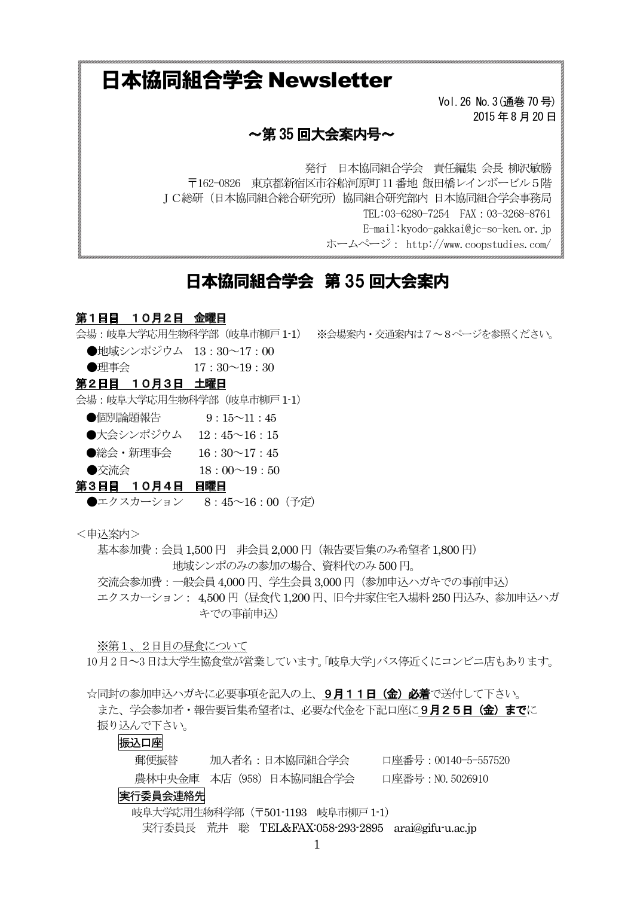# 日本協同組合学会 Newsletter

Vol.26 No.3(通巻 70 号)
2015 年 8 月 20 日

**～第 35 回大会案内号～**

発行　日本協同組合学会　責任編集 会長 柳沢敏勝
〒162-0826　東京都新宿区市谷船河原町 11 番地 飯田橋レインボービル５階
ＪＣ総研（日本協同組合総合研究所）協同組合研究部内 日本協同組合学会事務局
TEL:03-6280-7254　FAX：03-3268-8761
E-mail:kyodo-gakkai@jc-so-ken.or.jp
ホームページ： http://www.coopstudies.com/

## 日本協同組合学会　第 35 回大会案内

**第１日目　１０月２日　金曜日**

会場：岐阜大学応用生物科学部（岐阜市柳戸 1-1）　※会場案内・交通案内は７～８ページを参照ください。

- ●地域シンポジウム　13：30～17：00
- ●理事会　17：30～19：30

**第２日目　１０月３日　土曜日**

会場：岐阜大学応用生物科学部（岐阜市柳戸 1-1）

- ●個別論題報告　9：15～11：45
- ●大会シンポジウム　12：45～16：15
- ●総会・新理事会　16：30～17：45
- ●交流会　18：00～19：50

**第３日目　１０月４日　日曜日**

- ●エクスカーション　8：45～16：00（予定）

＜申込案内＞

基本参加費：会員 1,500 円　非会員 2,000 円（報告要旨集のみ希望者 1,800 円）
地域シンポのみの参加の場合、資料代のみ 500 円。
交流会参加費：一般会員 4,000 円、学生会員 3,000 円（参加申込ハガキでの事前申込）
エクスカーション： 4,500 円（昼食代 1,200 円、旧今井家住宅入場料 250 円込み、参加申込ハガキでの事前申込）

※第１、２日目の昼食について
10 月 2 日～3 日は大学生協食堂が営業しています。「岐阜大学」バス停近くにコンビニ店もあります。

☆同封の参加申込ハガキに必要事項を記入の上、**９月１１日（金）必着**で送付して下さい。
また、学会参加者・報告要旨集希望者は、必要な代金を下記口座に**９月２５日（金）まで**に振り込んで下さい。

振込口座

郵便振替　加入者名：日本協同組合学会　口座番号：00140-5-557520
農林中央金庫　本店（958）日本協同組合学会　口座番号：NO. 5026910

実行委員会連絡先

岐阜大学応用生物科学部（〒501-1193　岐阜市柳戸 1-1）
実行委員長　荒井　聡　TEL&FAX:058-293-2895　arai@gifu-u.ac.jp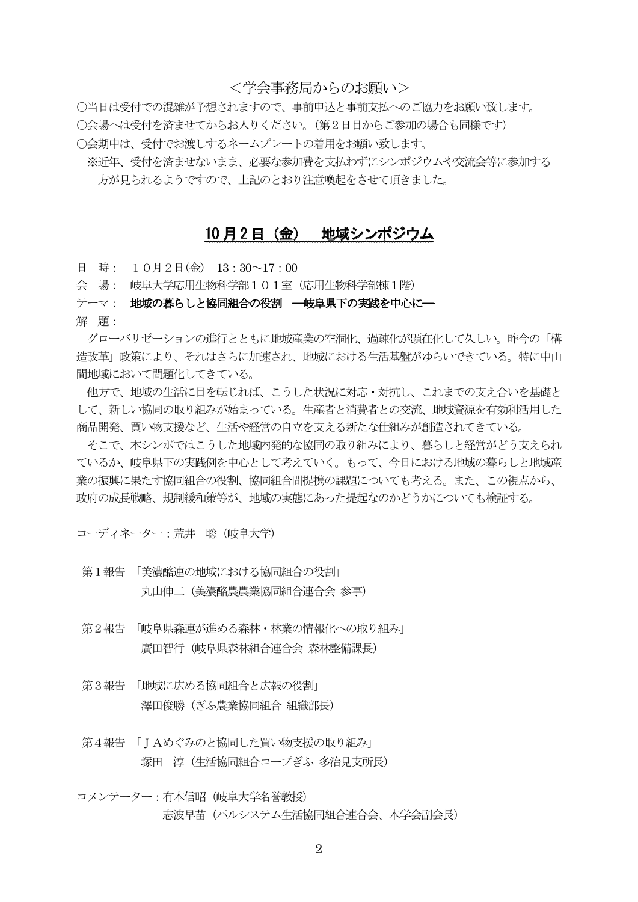<学会事務局からのお願い>

○当日は受付での混雑が予想されますので、事前申込と事前支払へのご協力をお願い致します。

○会場へは受付を済ませてからお入りください。(第２日目からご参加の場合も同様です)

○会期中は、受付でお渡しするネームプレートの着用をお願い致します。

※近年、受付を済ませないまま、必要な参加費を支払わずにシンポジウムや交流会等に参加する方が見られるようですので、上記のとおり注意喚起をさせて頂きました。

## 10 月 2 日（金）　地域シンポジウム

日　時：　１０月２日(金)　13：30～17：00

会　場：　岐阜大学応用生物科学部１０１室（応用生物科学部棟１階）

テーマ：　**地域の暮らしと協同組合の役割　―岐阜県下の実践を中心に―**

解　題：

グローバリゼーションの進行とともに地域産業の空洞化、過疎化が顕在化して久しい。昨今の「構造改革」政策により、それはさらに加速され、地域における生活基盤がゆらいできている。特に中山間地域において問題化してきている。

他方で、地域の生活に目を転じれば、こうした状況に対応・対抗し、これまでの支え合いを基礎として、新しい協同の取り組みが始まっている。生産者と消費者との交流、地域資源を有効利活用した商品開発、買い物支援など、生活や経営の自立を支える新たな仕組みが創造されてきている。

そこで、本シンポではこうした地域内発的な協同の取り組みにより、暮らしと経営がどう支えられているか、岐阜県下の実践例を中心として考えていく。もって、今日における地域の暮らしと地域産業の振興に果たす協同組合の役割、協同組合間提携の課題についても考える。また、この視点から、政府の成長戦略、規制緩和策等が、地域の実態にあった提起なのかどうかについても検証する。

コーディネーター：荒井　聡（岐阜大学）

第１報告　「美濃酪連の地域における協同組合の役割」
丸山伸二（美濃酪農農業協同組合連合会 参事）

第２報告　「岐阜県森連が進める森林・林業の情報化への取り組み」
廣田智行（岐阜県森林組合連合会 森林整備課長）

第３報告　「地域に広める協同組合と広報の役割」
澤田俊勝（ぎふ農業協同組合 組織部長）

第４報告　「ＪＡめぐみのと協同した買い物支援の取り組み」
塚田　淳（生活協同組合コープぎふ 多治見支所長）

コメンテーター：有本信昭（岐阜大学名誉教授）
志波早苗（パルシステム生活協同組合連合会、本学会副会長）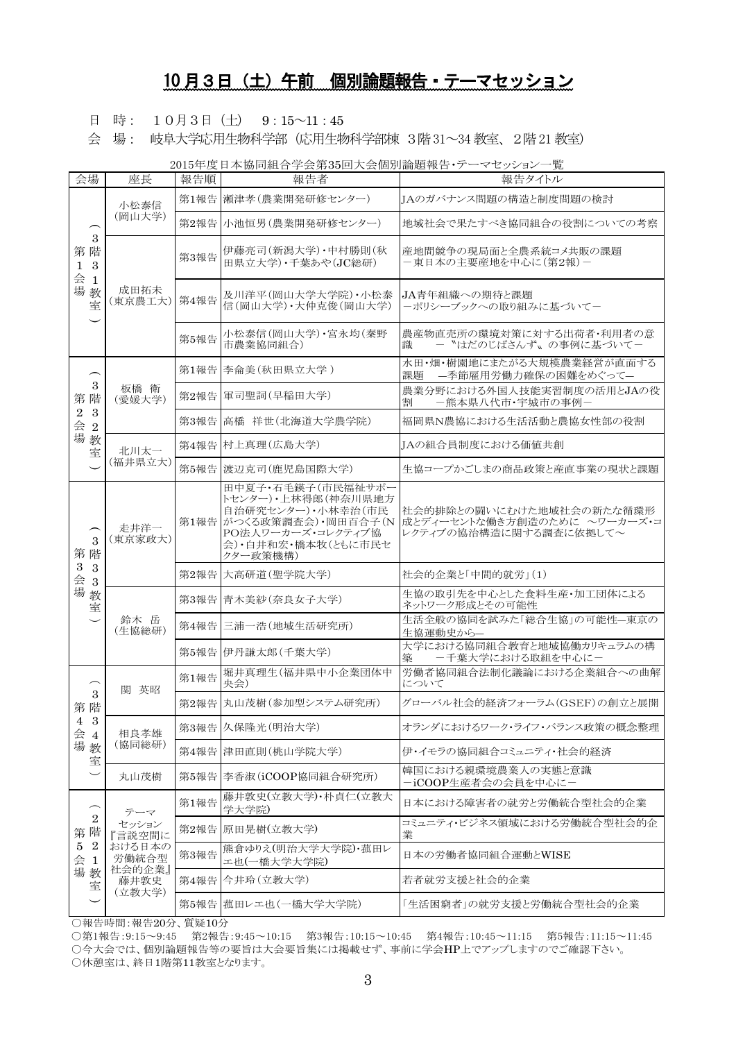# 10月3日（土）午前　個別論題報告・テーマセッション

日　時：　10月3日（土）　9：15～11：45

会　場：　岐阜大学応用生物科学部（応用生物科学部棟　3階31～34教室、2階21教室）

2015年度日本協同組合学会第35回大会個別論題報告・テーマセッション一覧

| 会場 | 座長 | 報告順 | 報告者 | 報告タイトル |
|---|---|---|---|---|
| 第1会場（3階31教室） | 小松泰信（岡山大学） | 第1報告 | 瀬津孝（農業開発研修センター） | JAのガバナンス問題の構造と制度問題の検討 |
| | | 第2報告 | 小池恒男（農業開発研修センター） | 地域社会で果たすべき協同組合の役割についての考察 |
| | 成田拓未（東京農工大） | 第3報告 | 伊藤亮司（新潟大学）・中村勝則（秋田県立大学）・千葉あや（JC総研） | 産地間競争の現局面と全農系統コメ共販の課題<br>－東日本の主要産地を中心に（第2報）－ |
| | | 第4報告 | 及川洋平（岡山大学大学院）・小松泰信（岡山大学）・大仲克俊（岡山大学） | JA青年組織への期待と課題<br>－ポリシーブックへの取り組みに基づいて－ |
| | | 第5報告 | 小松泰信（岡山大学）・宮永均（秦野市農業協同組合） | 農産物直売所の環境対策に対する出荷者・利用者の意識　－〝はだのじばさんず〟の事例に基づいて－ |
| 第2会場（3階32教室） | 板橋 衛（愛媛大学） | 第1報告 | 李侖美（秋田県立大学） | 水田・畑・樹園地にまたがる大規模農業経営が直面する課題　―季節雇用労働力確保の困難をめぐって― |
| | | 第2報告 | 軍司聖詞（早稲田大学） | 農業分野における外国人技能実習制度の活用とJAの役割　－熊本県八代市・宇城市の事例－ |
| | | 第3報告 | 高橋 祥世（北海道大学農学院） | 福岡県N農協における生活活動と農協女性部の役割 |
| | 北川太一（福井県立大） | 第4報告 | 村上真理（広島大学） | JAの組合員制度における価値共創 |
| | | 第5報告 | 渡辺克司（鹿児島国際大学） | 生協コープかごしまの商品政策と産直事業の現状と課題 |
| 第3会場（3階33教室） | 走井洋一（東京家政大） | 第1報告 | 田中夏子・石毛鉄子（市民福祉サポートセンター）・上林得郎（神奈川県地方自治研究センター）・小林幸治（市民がつくる政策調査会）・岡田百合子（NPO法人ワーカーズ・コレクティブ協会）・白井和宏・橋本牧（ともに市民セクター政策機構） | 社会的排除との闘いにむけた地域社会の新たな循環形成とディーセントな働き方創造のために　～ワーカーズ・コレクティブの協治構造に関する調査に依拠して～ |
| | | 第2報告 | 大高研道（聖学院大学） | 社会的企業と「中間的就労」(1) |
| | 鈴木 岳（生協総研） | 第3報告 | 青木美紗（奈良女子大学） | 生協の取引先を中心とした食料生産・加工団体によるネットワーク形成とその可能性 |
| | | 第4報告 | 三浦一浩（地域生活研究所） | 生活全般の協同を試みた「総合生協」の可能性―東京の生協運動史から― |
| | | 第5報告 | 伊丹謙太郎（千葉大学） | 大学における協同組合教育と地域協働カリキュラムの構築　－千葉大学における取組を中心に－ |
| 第4会場（3階34教室） | 関 英昭 | 第1報告 | 堀井真理生（福井県中小企業団体中央会） | 労働者協同組合法制化議論における企業組合への曲解について |
| | | 第2報告 | 丸山茂樹（参加型システム研究所） | グローバル社会的経済フォーラム（GSEF）の創立と展開 |
| | 相良孝雄（協同総研） | 第3報告 | 久保隆光（明治大学） | オランダにおけるワーク・ライフ・バランス政策の概念整理 |
| | | 第4報告 | 津田直則（桃山学院大学） | 伊・イモラの協同組合コミュニティ・社会的経済 |
| | 丸山茂樹 | 第5報告 | 李香淑（iCOOP協同組合研究所） | 韓国における親環境農業人の実態と意識<br>－iCOOP生産者会の会員を中心に－ |
| 第5会場（2階21教室） | テーマセッション『言説空間における日本の労働統合型社会的企業』藤井敦史（立教大学） | 第1報告 | 藤井敦史（立教大学）・朴貞仁（立教大学大学院） | 日本における障害者の就労と労働統合型社会的企業 |
| | | 第2報告 | 原田晃樹（立教大学） | コミュニティ・ビジネス領域における労働統合型社会的企業 |
| | | 第3報告 | 熊倉ゆりえ（明治大学大学院）・菰田レエ也（一橋大学大学院） | 日本の労働者協同組合運動とWISE |
| | | 第4報告 | 今井玲（立教大学） | 若者就労支援と社会的企業 |
| | | 第5報告 | 菰田レエ也（一橋大学大学院） | 「生活困窮者」の就労支援と労働統合型社会的企業 |

○報告時間：報告20分、質疑10分

○第1報告：9:15～9:45　第2報告：9:45～10:15　第3報告：10:15～10:45　第4報告：10:45～11:15　第5報告：11:15～11:45

○今大会では、個別論題報告等の要旨は大会要旨集には掲載せず、事前に学会HP上でアップしますのでご確認下さい。

○休憩室は、終日1階第11教室となります。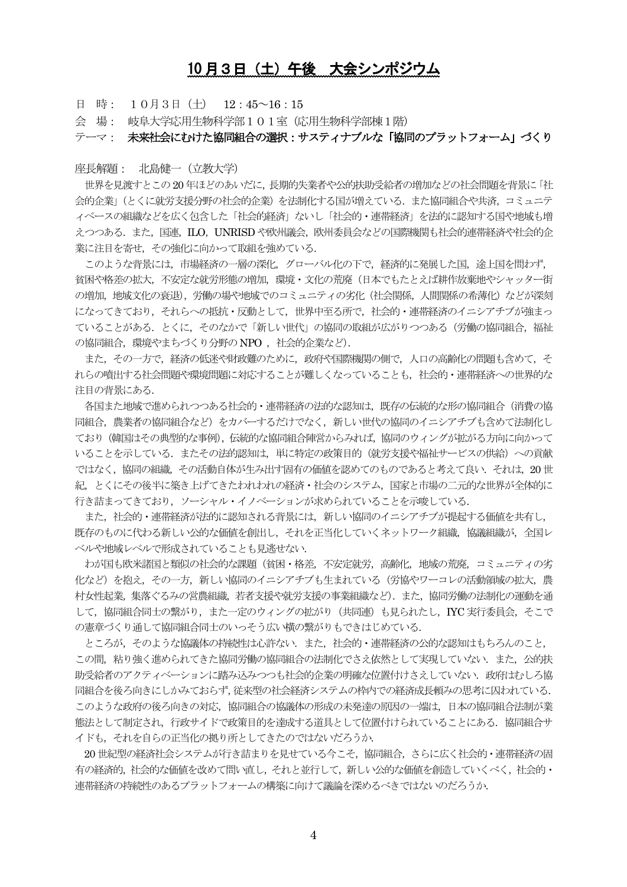# 10月3日（土）午後　大会シンポジウム

日　時：　１０月３日（土）　12：45～16：15

会　場：　岐阜大学応用生物科学部１０１室（応用生物科学部棟１階）

テーマ：　**未来社会にむけた協同組合の選択：サスティナブルな「協同のプラットフォーム」づくり**

座長解題：　北島健一（立教大学）

世界を見渡すとこの 20 年ほどのあいだに，長期的失業者や公的扶助受給者の増加などの社会問題を背景に「社会的企業」（とくに就労支援分野の社会的企業）を法制化する国が増えている．また協同組合や共済，コミュニティベースの組織などを広く包含した「社会的経済」ないし「社会的・連帯経済」を法的に認知する国や地域も増えつつある．また，国連，ILO，UNRISD や欧州議会，欧州委員会などの国際機関も社会的連帯経済や社会的企業に注目を寄せ，その強化に向かって取組を強めている．

このような背景には，市場経済の一層の深化，グローバル化の下で，経済的に発展した国，途上国を問わず，貧困や格差の拡大，不安定な就労形態の増加，環境・文化の荒廃（日本でもたとえば耕作放棄地やシャッター街の増加，地域文化の衰退），労働の場や地域でのコミュニティの劣化（社会関係，人間関係の希薄化）などが深刻になってきており，それらへの抵抗・反動として，世界中至る所で，社会的・連帯経済のイニシアチブが強まっていることがある．とくに，そのなかで「新しい世代」の協同の取組が広がりつつある（労働の協同組合，福祉の協同組合，環境やまちづくり分野の NPO ，社会的企業など）．

また，その一方で，経済の低迷や財政難のために，政府や国際機関の側で，人口の高齢化の問題も含めて，それらの噴出する社会問題や環境問題に対応することが難しくなっていることも，社会的・連帯経済への世界的な注目の背景にある．

各国また地域で進められつつある社会的・連帯経済の法的な認知は，既存の伝統的な形の協同組合（消費の協同組合，農業者の協同組合など）をカバーするだけでなく，新しい世代の協同のイニシアチブも含めて法制化しており（韓国はその典型的な事例），伝統的な協同組合陣営からみれば，協同のウィングが拡がる方向に向かっていることを示している．またその法的認知は，単に特定の政策目的（就労支援や福祉サービスの供給）への貢献ではなく，協同の組織，その活動自体が生み出す固有の価値を認めてのものであると考えて良い．それは，20 世紀，とくにその後半に築き上げてきたわれわれの経済・社会のシステム，国家と市場の二元的な世界が全体的に行き詰まってきており，ソーシャル・イノベーションが求められていることを示唆している．

また，社会的・連帯経済が法的に認知される背景には，新しい協同のイニシアチブが提起する価値を共有し，既存のものに代わる新しい公的な価値を創出し，それを正当化していくネットワーク組織，協議組織が，全国レベルや地域レベルで形成されていることも見逃せない．

わが国も欧米諸国と類似の社会的な課題（貧困・格差，不安定就労，高齢化，地域の荒廃，コミュニティの劣化など）を抱え，その一方，新しい協同のイニシアチブも生まれている（労協やワーコレの活動領域の拡大，農村女性起業，集落ぐるみの営農組織，若者支援や就労支援の事業組織など）．また，協同労働の法制化の運動を通して，協同組合同士の繋がり，また一定のウィングの拡がり（共同連）も見られたし，IYC 実行委員会，そこでの憲章づくり通して協同組合同士のいっそう広い横の繋がりもできはじめている．

ところが，そのような協議体の持続性は心許ない．また，社会的・連帯経済の公的な認知はもちろんのこと，この間，粘り強く進められてきた協同労働の協同組合の法制化でさえ依然として実現していない．また，公的扶助受給者のアクティベーションに踏み込みつつも社会的企業の明確な位置付けさえしていない．政府はむしろ協同組合を後ろ向きにしかみておらず，従来型の社会経済システムの枠内での経済成長頼みの思考に囚われている．このような政府の後ろ向きの対応，協同組合の協議体の形成の未発達の原因の一端は，日本の協同組合法制が業態法として制定され，行政サイドで政策目的を達成する道具として位置付けられていることにある．協同組合サイドも，それを自らの正当化の拠り所としてきたのではないだろうか．

20 世紀型の経済社会システムが行き詰まりを見せている今こそ，協同組合，さらに広く社会的・連帯経済の固有の経済的，社会的な価値を改めて問い直し，それと並行して，新しい公的な価値を創造していくべく，社会的・連帯経済の持続性のあるプラットフォームの構築に向けて議論を深めるべきではないのだろうか．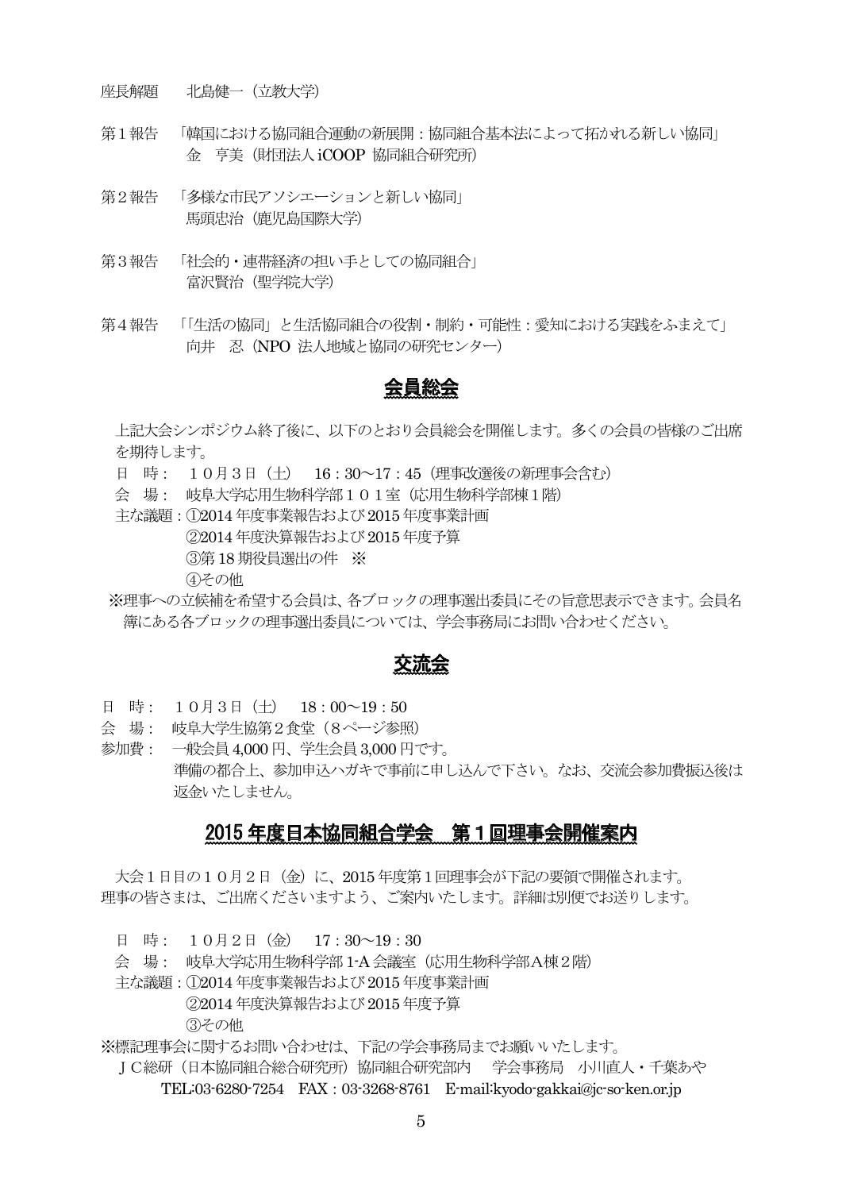座長解題　北島健一（立教大学）

第１報告　「韓国における協同組合運動の新展開：協同組合基本法によって拓かれる新しい協同」
　　　　　金　亨美（財団法人 iCOOP 協同組合研究所）

第２報告　「多様な市民アソシエーションと新しい協同」
　　　　　馬頭忠治（鹿児島国際大学）

第３報告　「社会的・連帯経済の担い手としての協同組合」
　　　　　富沢賢治（聖学院大学）

第４報告　「「生活の協同」と生活協同組合の役割・制約・可能性：愛知における実践をふまえて」
　　　　　向井　忍（NPO 法人地域と協同の研究センター）

## 会員総会

上記大会シンポジウム終了後に、以下のとおり会員総会を開催します。多くの会員の皆様のご出席を期待します。

日　時：　１０月３日（土）　16：30～17：45（理事改選後の新理事会含む）
会　場：　岐阜大学応用生物科学部１０１室（応用生物科学部棟１階）
主な議題：①2014 年度事業報告および 2015 年度事業計画
　　　　　②2014 年度決算報告および 2015 年度予算
　　　　　③第 18 期役員選出の件　※
　　　　　④その他

※理事への立候補を希望する会員は、各ブロックの理事選出委員にその旨意思表示できます。会員名簿にある各ブロックの理事選出委員については、学会事務局にお問い合わせください。

## 交流会

日　時：　１０月３日（土）　18：00～19：50
会　場：　岐阜大学生協第２食堂（８ページ参照）
参加費：　一般会員 4,000 円、学生会員 3,000 円です。
　　　　　準備の都合上、参加申込ハガキで事前に申し込んで下さい。なお、交流会参加費振込後は返金いたしません。

## 2015 年度日本協同組合学会　第１回理事会開催案内

大会１日目の１０月２日（金）に、2015 年度第１回理事会が下記の要領で開催されます。
理事の皆さまは、ご出席くださいますよう、ご案内いたします。詳細は別便でお送りします。

日　時：　１０月２日（金）　17：30～19：30
会　場：　岐阜大学応用生物科学部 1-A 会議室（応用生物科学部Ａ棟２階）
主な議題：①2014 年度事業報告および 2015 年度事業計画
　　　　　②2014 年度決算報告および 2015 年度予算
　　　　　③その他

※標記理事会に関するお問い合わせは、下記の学会事務局までお願いいたします。
ＪＣ総研（日本協同組合総合研究所）協同組合研究部内　学会事務局　小川直人・千葉あや
TEL:03-6280-7254　FAX：03-3268-8761　E-mail:kyodo-gakkai@jc-so-ken.or.jp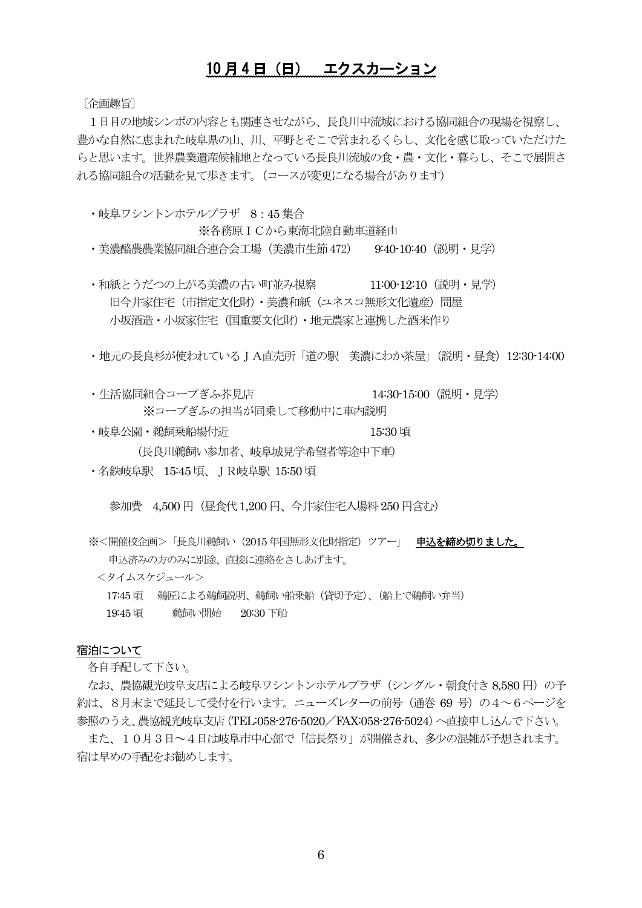## 10 月 4 日（日）　エクスカーション

〔企画趣旨〕

１日目の地域シンポの内容とも関連させながら、長良川中流域における協同組合の現場を視察し、豊かな自然に恵まれた岐阜県の山、川、平野とそこで営まれるくらし、文化を感じ取っていただけたらと思います。世界農業遺産候補地となっている長良川流域の食・農・文化・暮らし、そこで展開される協同組合の活動を見て歩きます。（コースが変更になる場合があります）

- 岐阜ワシントンホテルプラザ　8：45 集合
  ※各務原ＩＣから東海北陸自動車道経由
- 美濃酪農農業協同組合連合会工場（美濃市生節 472）　9:40-10:40（説明・見学）
- 和紙とうだつの上がる美濃の古い町並み視察　11:00-12:10（説明・見学）
  旧今井家住宅（市指定文化財）・美濃和紙（ユネスコ無形文化遺産）問屋
  小坂酒造・小坂家住宅（国重要文化財）・地元農家と連携した酒米作り
- 地元の長良杉が使われているＪＡ直売所「道の駅　美濃にわか茶屋」（説明・昼食）12:30-14:00
- 生活協同組合コープぎふ芥見店　14:30-15:00（説明・見学）
  ※コープぎふの担当が同乗して移動中に車内説明
- 岐阜公園・鵜飼乗船場付近　15:30 頃
  （長良川鵜飼い参加者、岐阜城見学希望者等途中下車）
- 名鉄岐阜駅　15:45 頃、ＪＲ岐阜駅 15:50 頃

参加費　4,500 円（昼食代 1,200 円、今井家住宅入場料 250 円含む）

※＜開催校企画＞「長良川鵜飼い（2015 年国無形文化財指定）ツアー」　**申込を締め切りました。**
申込済みの方のみに別途、直接に連絡をさしあげます。

＜タイムスケジュール＞

17:45 頃　鵜匠による鵜飼説明、鵜飼い船乗船（貸切予定）、（船上で鵜飼い弁当）
19:45 頃　鵜飼い開始　20:30 下船

### 宿泊について

各自手配して下さい。

なお、農協観光岐阜支店による岐阜ワシントンホテルプラザ（シングル・朝食付き 8,580 円）の予約は、８月末まで延長して受付を行います。ニューズレターの前号（通巻 69 号）の４～６ページを参照のうえ、農協観光岐阜支店（TEL:058-276-5020／FAX:058-276-5024）へ直接申し込んで下さい。

また、１０月３日～４日は岐阜市中心部で「信長祭り」が開催され、多少の混雑が予想されます。宿は早めの手配をお勧めします。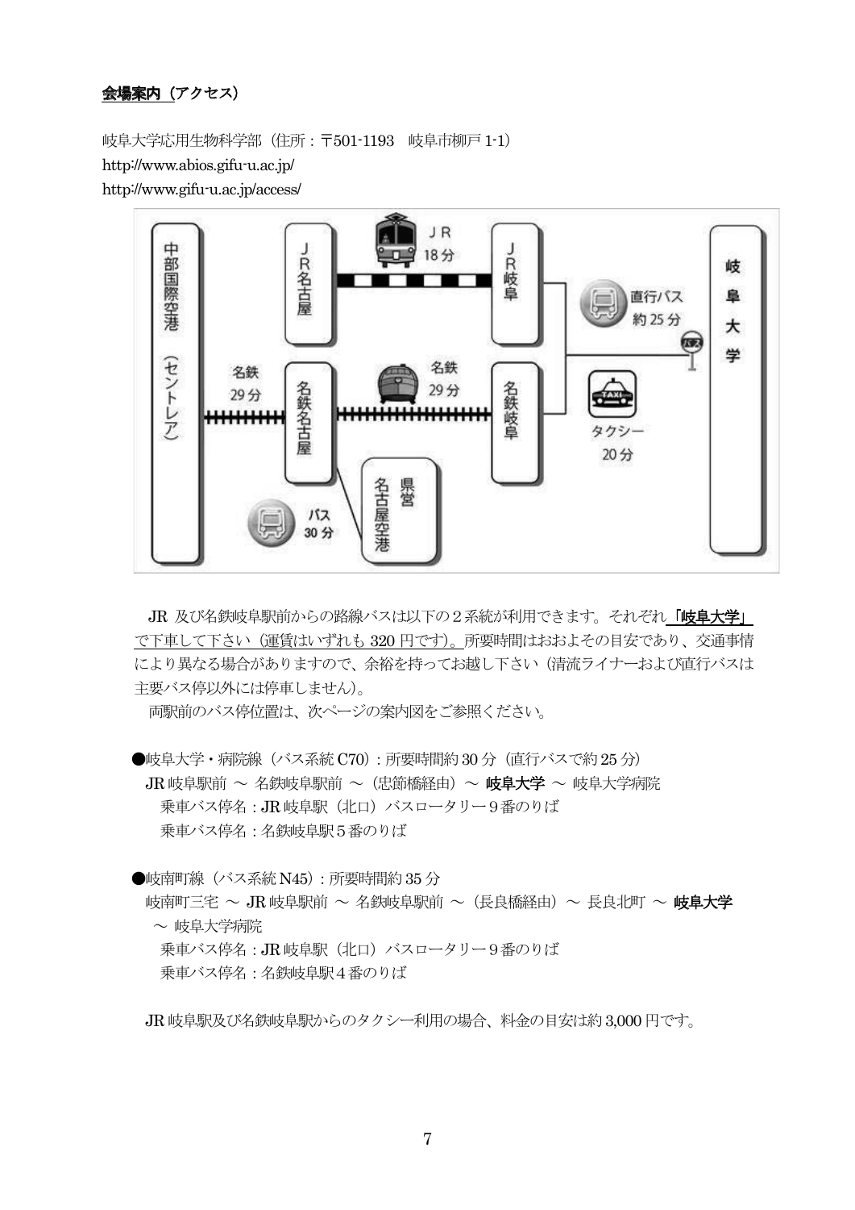**会場案内**（アクセス）

岐阜大学応用生物科学部（住所：〒501-1193　岐阜市柳戸 1-1）
http://www.abios.gifu-u.ac.jp/
http://www.gifu-u.ac.jp/access/

JR 及び名鉄岐阜駅前からの路線バスは以下の２系統が利用できます。それぞれ **「岐阜大学」** で下車して下さい（運賃はいずれも 320 円です）。所要時間はおおよその目安であり、交通事情により異なる場合がありますので、余裕を持ってお越し下さい（清流ライナーおよび直行バスは主要バス停以外には停車しません）。

両駅前のバス停位置は、次ページの案内図をご参照ください。

●岐阜大学・病院線（バス系統 C70）：所要時間約 30 分（直行バスで約 25 分）

JR 岐阜駅前 〜 名鉄岐阜駅前 〜（忠節橋経由）〜 **岐阜大学** 〜 岐阜大学病院

乗車バス停名：JR 岐阜駅（北口）バスロータリー９番のりば

乗車バス停名：名鉄岐阜駅５番のりば

●岐南町線（バス系統 N45）：所要時間約 35 分

岐南町三宅 〜 JR 岐阜駅前 〜 名鉄岐阜駅前 〜（長良橋経由）〜 長良北町 〜 **岐阜大学** 〜 岐阜大学病院

乗車バス停名：JR 岐阜駅（北口）バスロータリー９番のりば

乗車バス停名：名鉄岐阜駅４番のりば

JR 岐阜駅及び名鉄岐阜駅からのタクシー利用の場合、料金の目安は約 3,000 円です。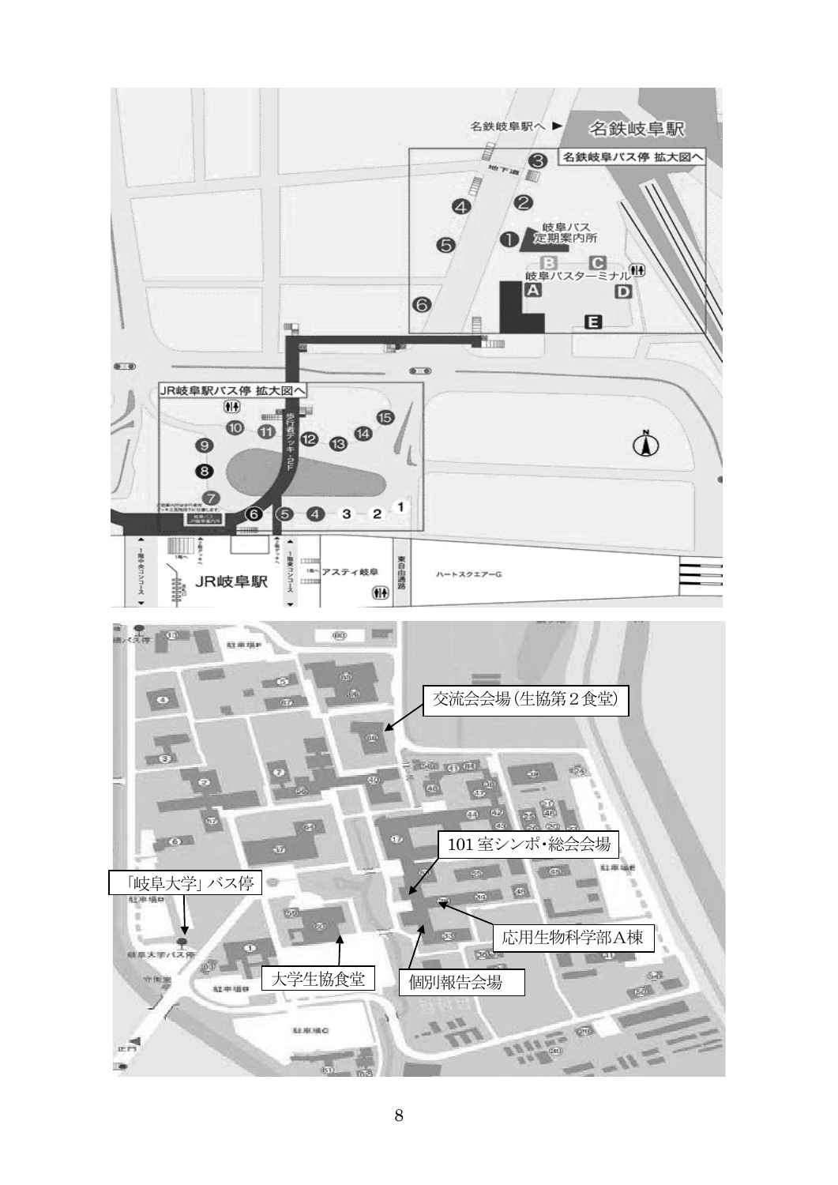名鉄岐阜駅へ ▶ 名鉄岐阜駅

名鉄岐阜バス停 拡大図へ

地下道

岐阜バス定期案内所

岐阜バスターミナル

JR岐阜駅バス停 拡大図へ

歩行者デッキ・2F

JR岐阜駅

アスティ岐阜

東自由通路

ハートスクエアーG

交流会会場（生協第２食堂）

101 室シンポ・総会会場

「岐阜大学」バス停

応用生物科学部A棟

大学生協食堂

個別報告会場